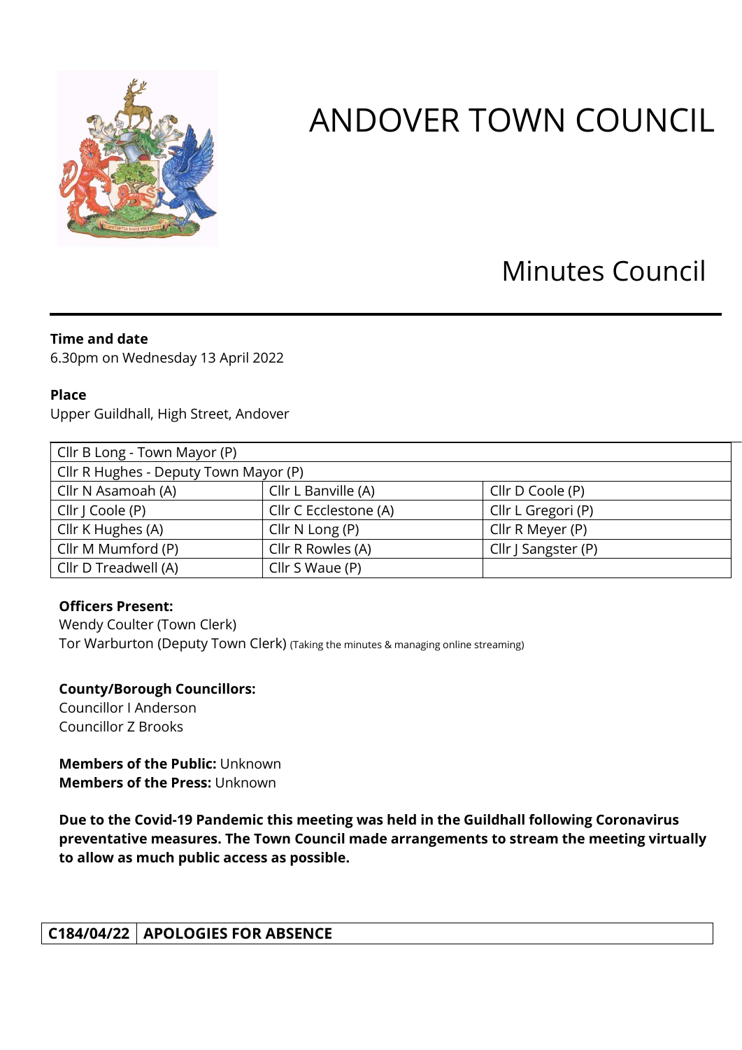# ANDOVER TOWN COUNCIL

## Minutes Council

**Time and date**
6.30pm on Wednesday 13 April 2022

**Place**
Upper Guildhall, High Street, Andover

| Cllr B Long - Town Mayor (P) | | |
|---|---|---|
| Cllr R Hughes - Deputy Town Mayor (P) | | |
| Cllr N Asamoah (A) | Cllr L Banville (A) | Cllr D Coole (P) |
| Cllr J Coole (P) | Cllr C Ecclestone (A) | Cllr L Gregori (P) |
| Cllr K Hughes (A) | Cllr N Long (P) | Cllr R Meyer (P) |
| Cllr M Mumford (P) | Cllr R Rowles (A) | Cllr J Sangster (P) |
| Cllr D Treadwell (A) | Cllr S Waue (P) | |

**Officers Present:**
Wendy Coulter (Town Clerk)
Tor Warburton (Deputy Town Clerk) (Taking the minutes & managing online streaming)

**County/Borough Councillors:**
Councillor I Anderson
Councillor Z Brooks

**Members of the Public:** Unknown
**Members of the Press:** Unknown

**Due to the Covid-19 Pandemic this meeting was held in the Guildhall following Coronavirus preventative measures. The Town Council made arrangements to stream the meeting virtually to allow as much public access as possible.**

| C184/04/22 | APOLOGIES FOR ABSENCE |
|---|---|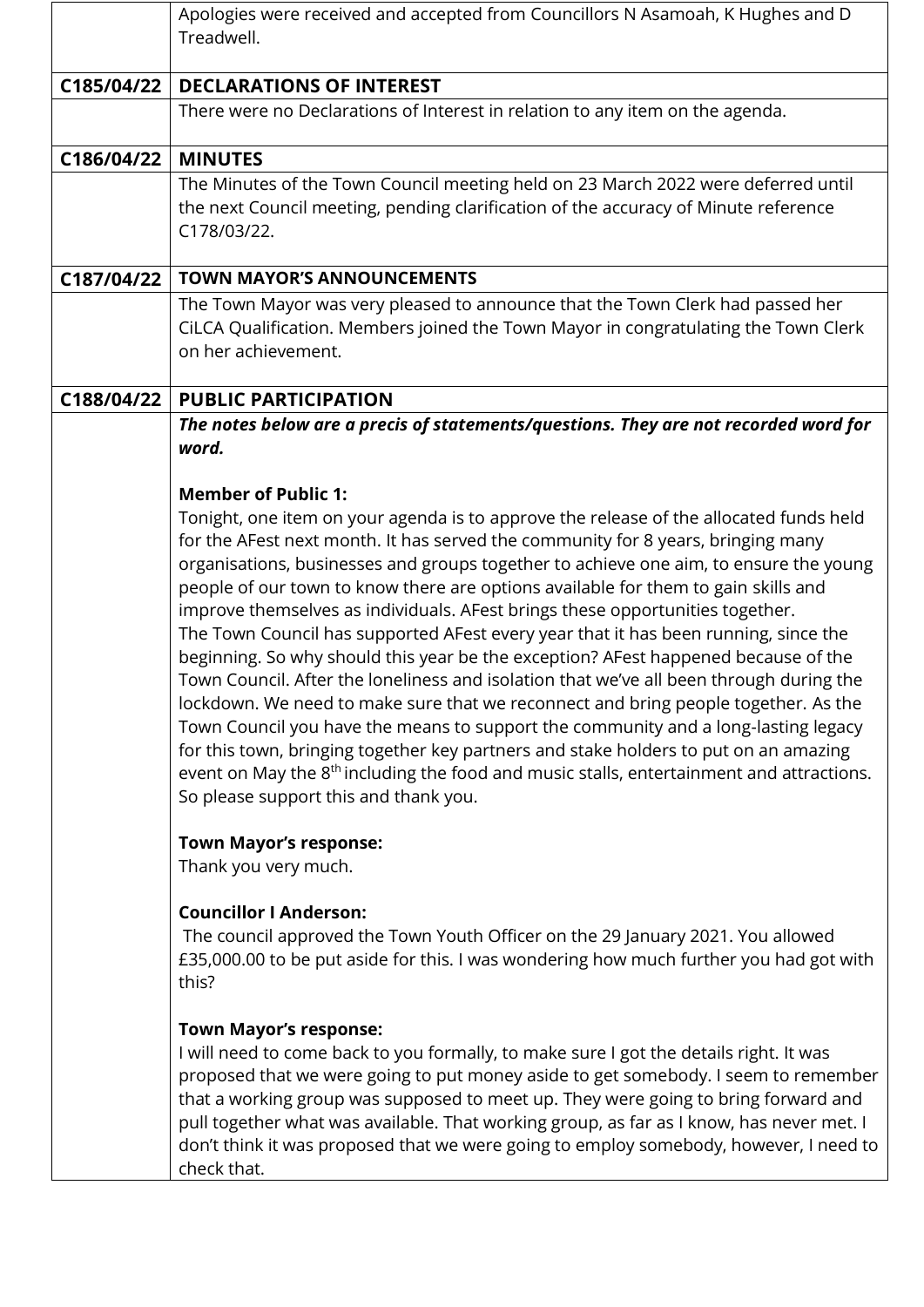| | |
|---|---|
| | Apologies were received and accepted from Councillors N Asamoah, K Hughes and D Treadwell. |
| **C185/04/22** | **DECLARATIONS OF INTEREST** |
| | There were no Declarations of Interest in relation to any item on the agenda. |
| **C186/04/22** | **MINUTES** |
| | The Minutes of the Town Council meeting held on 23 March 2022 were deferred until the next Council meeting, pending clarification of the accuracy of Minute reference C178/03/22. |
| **C187/04/22** | **TOWN MAYOR'S ANNOUNCEMENTS** |
| | The Town Mayor was very pleased to announce that the Town Clerk had passed her CiLCA Qualification. Members joined the Town Mayor in congratulating the Town Clerk on her achievement. |
| **C188/04/22** | **PUBLIC PARTICIPATION** |
| | ***The notes below are a precis of statements/questions. They are not recorded word for word.*** <br><br> **Member of Public 1:** <br> Tonight, one item on your agenda is to approve the release of the allocated funds held for the AFest next month. It has served the community for 8 years, bringing many organisations, businesses and groups together to achieve one aim, to ensure the young people of our town to know there are options available for them to gain skills and improve themselves as individuals. AFest brings these opportunities together. <br> The Town Council has supported AFest every year that it has been running, since the beginning. So why should this year be the exception? AFest happened because of the Town Council. After the loneliness and isolation that we've all been through during the lockdown. We need to make sure that we reconnect and bring people together. As the Town Council you have the means to support the community and a long-lasting legacy for this town, bringing together key partners and stake holders to put on an amazing event on May the 8th including the food and music stalls, entertainment and attractions. So please support this and thank you. <br><br> **Town Mayor's response:** <br> Thank you very much. <br><br> **Councillor I Anderson:** <br> The council approved the Town Youth Officer on the 29 January 2021. You allowed £35,000.00 to be put aside for this. I was wondering how much further you had got with this? <br><br> **Town Mayor's response:** <br> I will need to come back to you formally, to make sure I got the details right. It was proposed that we were going to put money aside to get somebody. I seem to remember that a working group was supposed to meet up. They were going to bring forward and pull together what was available. That working group, as far as I know, has never met. I don't think it was proposed that we were going to employ somebody, however, I need to check that. |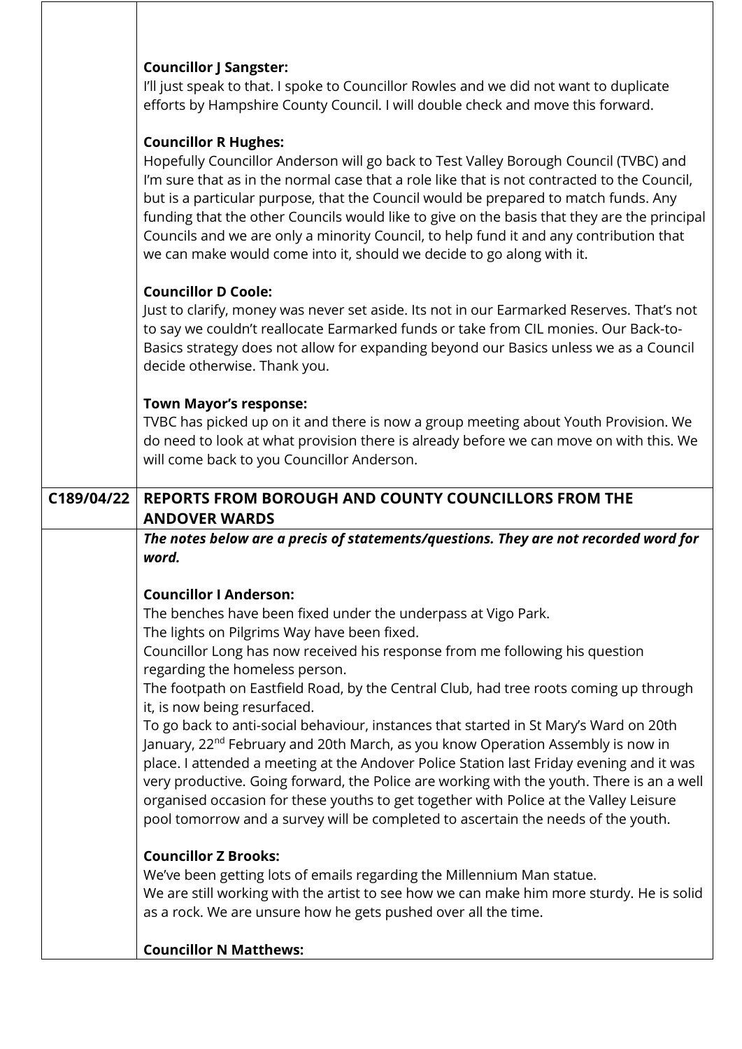**Councillor J Sangster:**
I'll just speak to that. I spoke to Councillor Rowles and we did not want to duplicate efforts by Hampshire County Council. I will double check and move this forward.

**Councillor R Hughes:**
Hopefully Councillor Anderson will go back to Test Valley Borough Council (TVBC) and I'm sure that as in the normal case that a role like that is not contracted to the Council, but is a particular purpose, that the Council would be prepared to match funds. Any funding that the other Councils would like to give on the basis that they are the principal Councils and we are only a minority Council, to help fund it and any contribution that we can make would come into it, should we decide to go along with it.

**Councillor D Coole:**
Just to clarify, money was never set aside. Its not in our Earmarked Reserves. That's not to say we couldn't reallocate Earmarked funds or take from CIL monies. Our Back-to-Basics strategy does not allow for expanding beyond our Basics unless we as a Council decide otherwise. Thank you.

**Town Mayor's response:**
TVBC has picked up on it and there is now a group meeting about Youth Provision. We do need to look at what provision there is already before we can move on with this. We will come back to you Councillor Anderson.

## C189/04/22 REPORTS FROM BOROUGH AND COUNTY COUNCILLORS FROM THE ANDOVER WARDS

***The notes below are a precis of statements/questions. They are not recorded word for word.***

**Councillor I Anderson:**
The benches have been fixed under the underpass at Vigo Park.
The lights on Pilgrims Way have been fixed.
Councillor Long has now received his response from me following his question regarding the homeless person.
The footpath on Eastfield Road, by the Central Club, had tree roots coming up through it, is now being resurfaced.
To go back to anti-social behaviour, instances that started in St Mary's Ward on 20th January, 22nd February and 20th March, as you know Operation Assembly is now in place. I attended a meeting at the Andover Police Station last Friday evening and it was very productive. Going forward, the Police are working with the youth. There is an a well organised occasion for these youths to get together with Police at the Valley Leisure pool tomorrow and a survey will be completed to ascertain the needs of the youth.

**Councillor Z Brooks:**
We've been getting lots of emails regarding the Millennium Man statue.
We are still working with the artist to see how we can make him more sturdy. He is solid as a rock. We are unsure how he gets pushed over all the time.

**Councillor N Matthews:**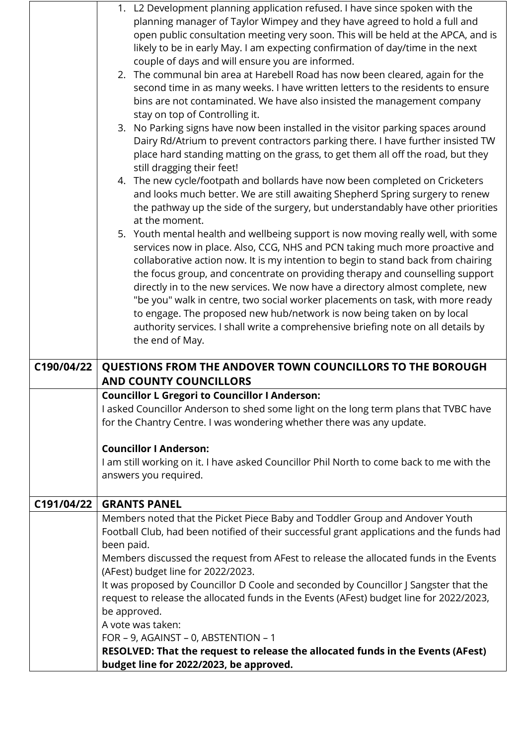| | |
|---|---|
| | 1. L2 Development planning application refused. I have since spoken with the planning manager of Taylor Wimpey and they have agreed to hold a full and open public consultation meeting very soon. This will be held at the APCA, and is likely to be in early May. I am expecting confirmation of day/time in the next couple of days and will ensure you are informed.<br>2. The communal bin area at Harebell Road has now been cleared, again for the second time in as many weeks. I have written letters to the residents to ensure bins are not contaminated. We have also insisted the management company stay on top of Controlling it.<br>3. No Parking signs have now been installed in the visitor parking spaces around Dairy Rd/Atrium to prevent contractors parking there. I have further insisted TW place hard standing matting on the grass, to get them all off the road, but they still dragging their feet!<br>4. The new cycle/footpath and bollards have now been completed on Cricketers and looks much better. We are still awaiting Shepherd Spring surgery to renew the pathway up the side of the surgery, but understandably have other priorities at the moment.<br>5. Youth mental health and wellbeing support is now moving really well, with some services now in place. Also, CCG, NHS and PCN taking much more proactive and collaborative action now. It is my intention to begin to stand back from chairing the focus group, and concentrate on providing therapy and counselling support directly in to the new services. We now have a directory almost complete, new "be you" walk in centre, two social worker placements on task, with more ready to engage. The proposed new hub/network is now being taken on by local authority services. I shall write a comprehensive briefing note on all details by the end of May. |
| **C190/04/22** | **QUESTIONS FROM THE ANDOVER TOWN COUNCILLORS TO THE BOROUGH AND COUNTY COUNCILLORS** |
| | **Councillor L Gregori to Councillor I Anderson:**<br>I asked Councillor Anderson to shed some light on the long term plans that TVBC have for the Chantry Centre. I was wondering whether there was any update.<br><br>**Councillor I Anderson:**<br>I am still working on it. I have asked Councillor Phil North to come back to me with the answers you required. |
| **C191/04/22** | **GRANTS PANEL** |
| | Members noted that the Picket Piece Baby and Toddler Group and Andover Youth Football Club, had been notified of their successful grant applications and the funds had been paid.<br>Members discussed the request from AFest to release the allocated funds in the Events (AFest) budget line for 2022/2023.<br>It was proposed by Councillor D Coole and seconded by Councillor J Sangster that the request to release the allocated funds in the Events (AFest) budget line for 2022/2023, be approved.<br>A vote was taken:<br>FOR – 9, AGAINST – 0, ABSTENTION – 1<br>**RESOLVED: That the request to release the allocated funds in the Events (AFest) budget line for 2022/2023, be approved.** |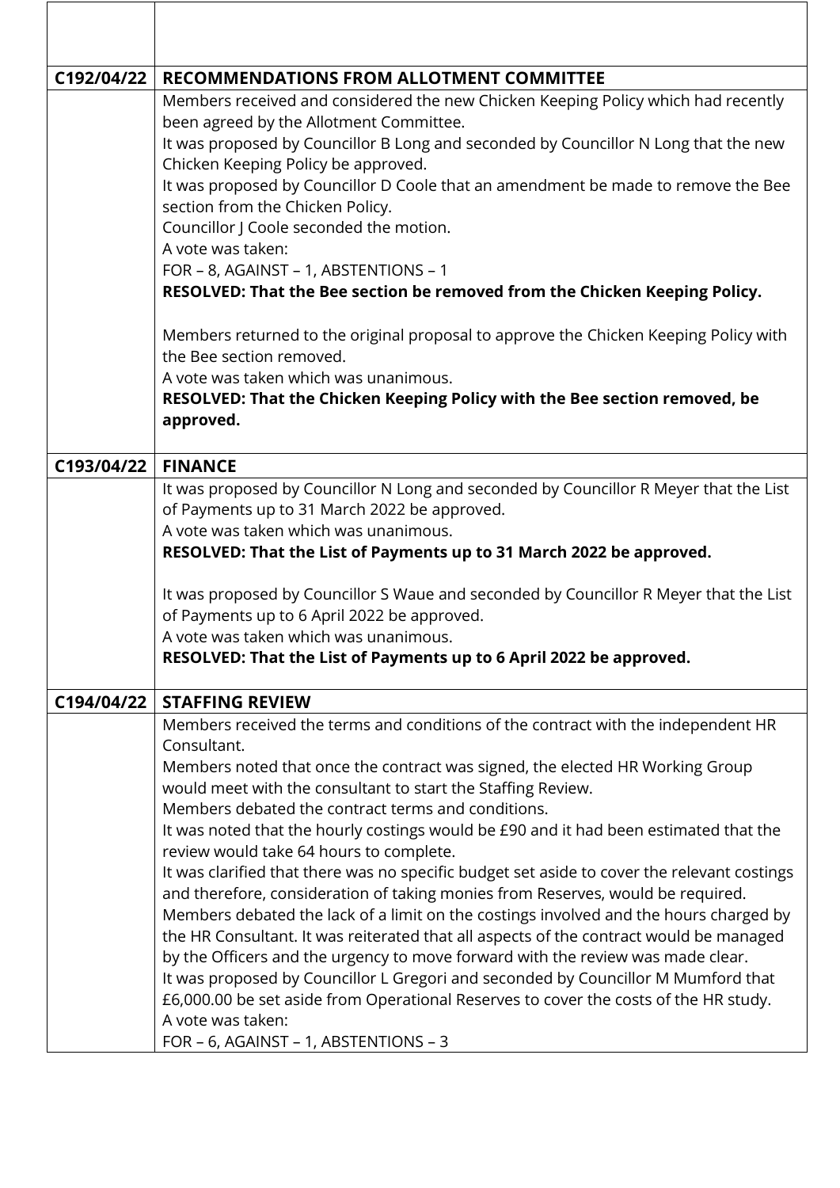| | |
|---|---|
| | |
| **C192/04/22** | **RECOMMENDATIONS FROM ALLOTMENT COMMITTEE** |
| | Members received and considered the new Chicken Keeping Policy which had recently been agreed by the Allotment Committee.<br>It was proposed by Councillor B Long and seconded by Councillor N Long that the new Chicken Keeping Policy be approved.<br>It was proposed by Councillor D Coole that an amendment be made to remove the Bee section from the Chicken Policy.<br>Councillor J Coole seconded the motion.<br>A vote was taken:<br>FOR – 8, AGAINST – 1, ABSTENTIONS – 1<br>**RESOLVED: That the Bee section be removed from the Chicken Keeping Policy.**<br><br>Members returned to the original proposal to approve the Chicken Keeping Policy with the Bee section removed.<br>A vote was taken which was unanimous.<br>**RESOLVED: That the Chicken Keeping Policy with the Bee section removed, be approved.** |
| **C193/04/22** | **FINANCE** |
| | It was proposed by Councillor N Long and seconded by Councillor R Meyer that the List of Payments up to 31 March 2022 be approved.<br>A vote was taken which was unanimous.<br>**RESOLVED: That the List of Payments up to 31 March 2022 be approved.**<br><br>It was proposed by Councillor S Waue and seconded by Councillor R Meyer that the List of Payments up to 6 April 2022 be approved.<br>A vote was taken which was unanimous.<br>**RESOLVED: That the List of Payments up to 6 April 2022 be approved.** |
| **C194/04/22** | **STAFFING REVIEW** |
| | Members received the terms and conditions of the contract with the independent HR Consultant.<br>Members noted that once the contract was signed, the elected HR Working Group would meet with the consultant to start the Staffing Review.<br>Members debated the contract terms and conditions.<br>It was noted that the hourly costings would be £90 and it had been estimated that the review would take 64 hours to complete.<br>It was clarified that there was no specific budget set aside to cover the relevant costings and therefore, consideration of taking monies from Reserves, would be required.<br>Members debated the lack of a limit on the costings involved and the hours charged by the HR Consultant. It was reiterated that all aspects of the contract would be managed by the Officers and the urgency to move forward with the review was made clear.<br>It was proposed by Councillor L Gregori and seconded by Councillor M Mumford that £6,000.00 be set aside from Operational Reserves to cover the costs of the HR study.<br>A vote was taken:<br>FOR – 6, AGAINST – 1, ABSTENTIONS – 3 |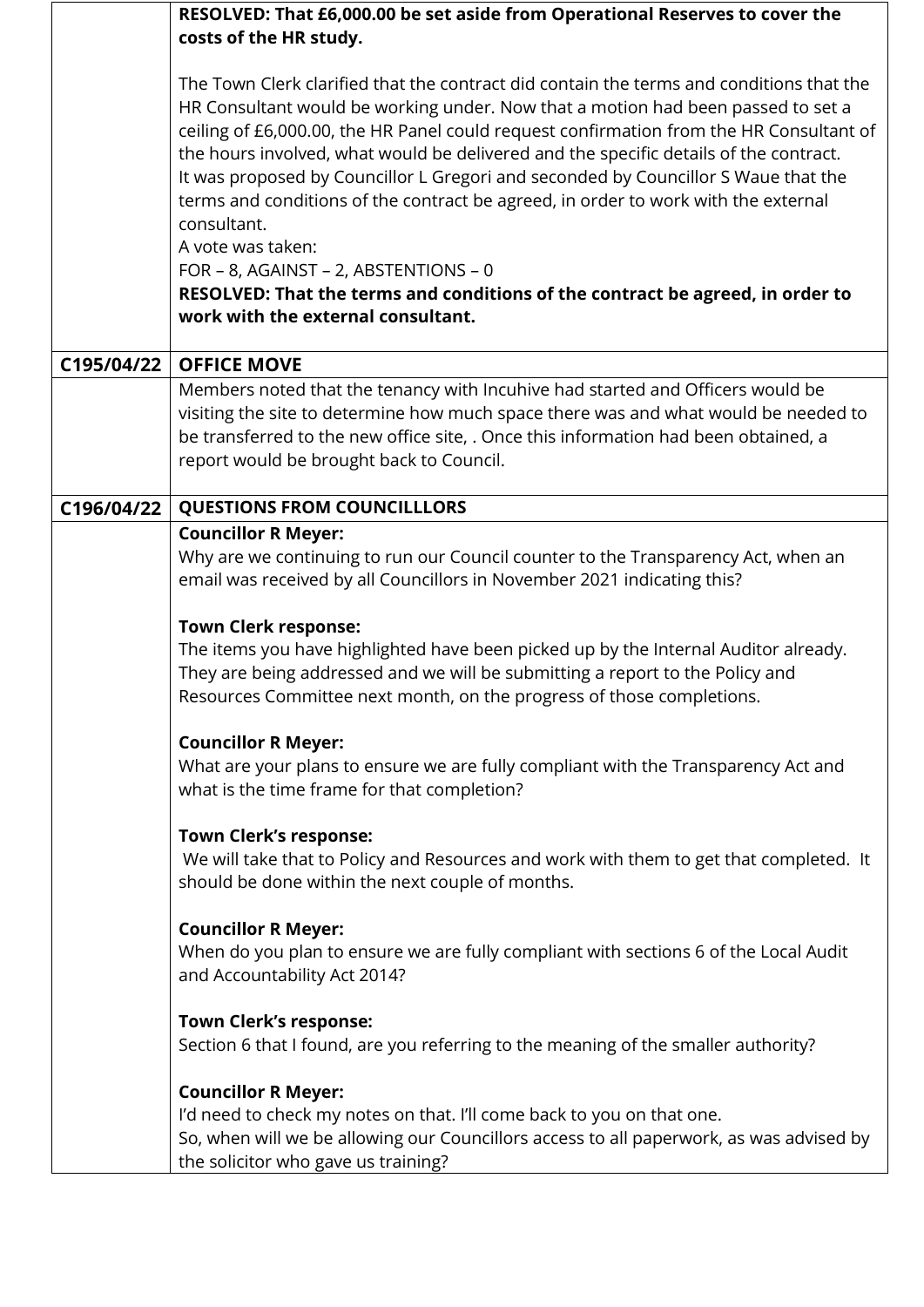| | |
|---|---|
| | **RESOLVED: That £6,000.00 be set aside from Operational Reserves to cover the costs of the HR study.**<br><br>The Town Clerk clarified that the contract did contain the terms and conditions that the HR Consultant would be working under. Now that a motion had been passed to set a ceiling of £6,000.00, the HR Panel could request confirmation from the HR Consultant of the hours involved, what would be delivered and the specific details of the contract.<br>It was proposed by Councillor L Gregori and seconded by Councillor S Waue that the terms and conditions of the contract be agreed, in order to work with the external consultant.<br>A vote was taken:<br>FOR – 8, AGAINST – 2, ABSTENTIONS – 0<br>**RESOLVED: That the terms and conditions of the contract be agreed, in order to work with the external consultant.** |
| **C195/04/22** | **OFFICE MOVE** |
| | Members noted that the tenancy with Incuhive had started and Officers would be visiting the site to determine how much space there was and what would be needed to be transferred to the new office site, . Once this information had been obtained, a report would be brought back to Council. |
| **C196/04/22** | **QUESTIONS FROM COUNCILLLORS** |
| | **Councillor R Meyer:**<br>Why are we continuing to run our Council counter to the Transparency Act, when an email was received by all Councillors in November 2021 indicating this?<br><br>**Town Clerk response:**<br>The items you have highlighted have been picked up by the Internal Auditor already. They are being addressed and we will be submitting a report to the Policy and Resources Committee next month, on the progress of those completions.<br><br>**Councillor R Meyer:**<br>What are your plans to ensure we are fully compliant with the Transparency Act and what is the time frame for that completion?<br><br>**Town Clerk's response:**<br>We will take that to Policy and Resources and work with them to get that completed. It should be done within the next couple of months.<br><br>**Councillor R Meyer:**<br>When do you plan to ensure we are fully compliant with sections 6 of the Local Audit and Accountability Act 2014?<br><br>**Town Clerk's response:**<br>Section 6 that I found, are you referring to the meaning of the smaller authority?<br><br>**Councillor R Meyer:**<br>I'd need to check my notes on that. I'll come back to you on that one.<br>So, when will we be allowing our Councillors access to all paperwork, as was advised by the solicitor who gave us training? |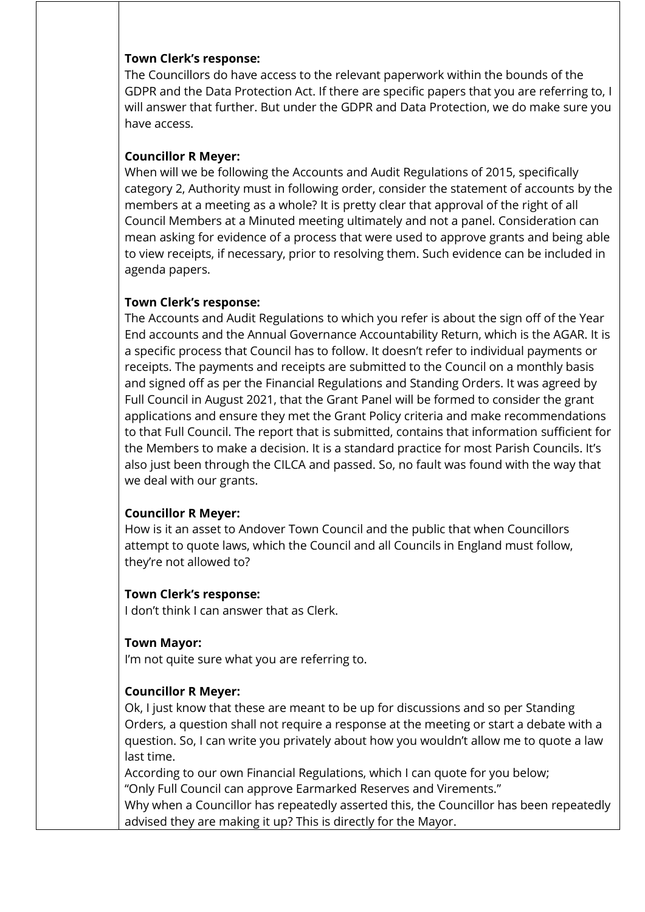**Town Clerk's response:**
The Councillors do have access to the relevant paperwork within the bounds of the GDPR and the Data Protection Act. If there are specific papers that you are referring to, I will answer that further. But under the GDPR and Data Protection, we do make sure you have access.

**Councillor R Meyer:**
When will we be following the Accounts and Audit Regulations of 2015, specifically category 2, Authority must in following order, consider the statement of accounts by the members at a meeting as a whole? It is pretty clear that approval of the right of all Council Members at a Minuted meeting ultimately and not a panel. Consideration can mean asking for evidence of a process that were used to approve grants and being able to view receipts, if necessary, prior to resolving them. Such evidence can be included in agenda papers.

**Town Clerk's response:**
The Accounts and Audit Regulations to which you refer is about the sign off of the Year End accounts and the Annual Governance Accountability Return, which is the AGAR. It is a specific process that Council has to follow. It doesn't refer to individual payments or receipts. The payments and receipts are submitted to the Council on a monthly basis and signed off as per the Financial Regulations and Standing Orders. It was agreed by Full Council in August 2021, that the Grant Panel will be formed to consider the grant applications and ensure they met the Grant Policy criteria and make recommendations to that Full Council. The report that is submitted, contains that information sufficient for the Members to make a decision. It is a standard practice for most Parish Councils. It's also just been through the CILCA and passed. So, no fault was found with the way that we deal with our grants.

**Councillor R Meyer:**
How is it an asset to Andover Town Council and the public that when Councillors attempt to quote laws, which the Council and all Councils in England must follow, they're not allowed to?

**Town Clerk's response:**
I don't think I can answer that as Clerk.

**Town Mayor:**
I'm not quite sure what you are referring to.

**Councillor R Meyer:**
Ok, I just know that these are meant to be up for discussions and so per Standing Orders, a question shall not require a response at the meeting or start a debate with a question. So, I can write you privately about how you wouldn't allow me to quote a law last time.
According to our own Financial Regulations, which I can quote for you below;
"Only Full Council can approve Earmarked Reserves and Virements."
Why when a Councillor has repeatedly asserted this, the Councillor has been repeatedly advised they are making it up? This is directly for the Mayor.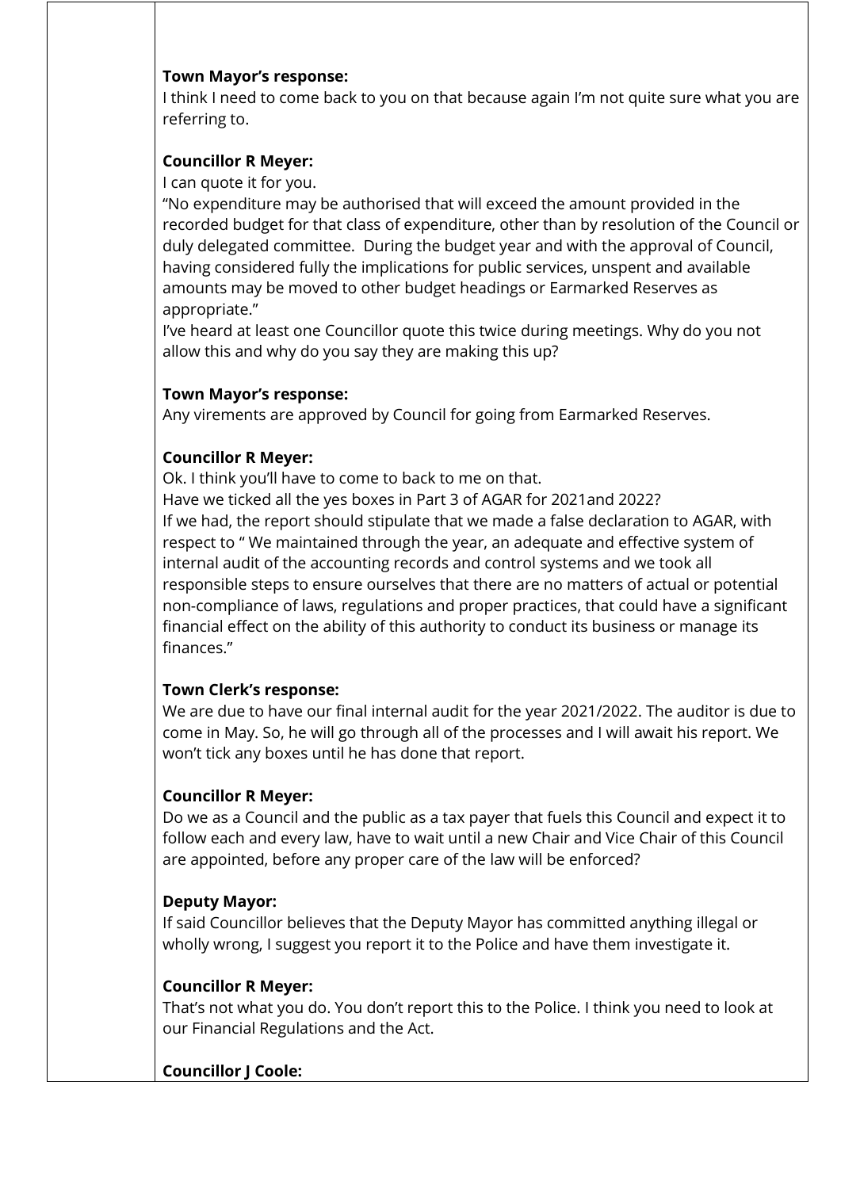**Town Mayor's response:**
I think I need to come back to you on that because again I'm not quite sure what you are referring to.

**Councillor R Meyer:**
I can quote it for you.
"No expenditure may be authorised that will exceed the amount provided in the recorded budget for that class of expenditure, other than by resolution of the Council or duly delegated committee. During the budget year and with the approval of Council, having considered fully the implications for public services, unspent and available amounts may be moved to other budget headings or Earmarked Reserves as appropriate."
I've heard at least one Councillor quote this twice during meetings. Why do you not allow this and why do you say they are making this up?

**Town Mayor's response:**
Any virements are approved by Council for going from Earmarked Reserves.

**Councillor R Meyer:**
Ok. I think you'll have to come to back to me on that.
Have we ticked all the yes boxes in Part 3 of AGAR for 2021and 2022?
If we had, the report should stipulate that we made a false declaration to AGAR, with respect to " We maintained through the year, an adequate and effective system of internal audit of the accounting records and control systems and we took all responsible steps to ensure ourselves that there are no matters of actual or potential non-compliance of laws, regulations and proper practices, that could have a significant financial effect on the ability of this authority to conduct its business or manage its finances."

**Town Clerk's response:**
We are due to have our final internal audit for the year 2021/2022. The auditor is due to come in May. So, he will go through all of the processes and I will await his report. We won't tick any boxes until he has done that report.

**Councillor R Meyer:**
Do we as a Council and the public as a tax payer that fuels this Council and expect it to follow each and every law, have to wait until a new Chair and Vice Chair of this Council are appointed, before any proper care of the law will be enforced?

**Deputy Mayor:**
If said Councillor believes that the Deputy Mayor has committed anything illegal or wholly wrong, I suggest you report it to the Police and have them investigate it.

**Councillor R Meyer:**
That's not what you do. You don't report this to the Police. I think you need to look at our Financial Regulations and the Act.

**Councillor J Coole:**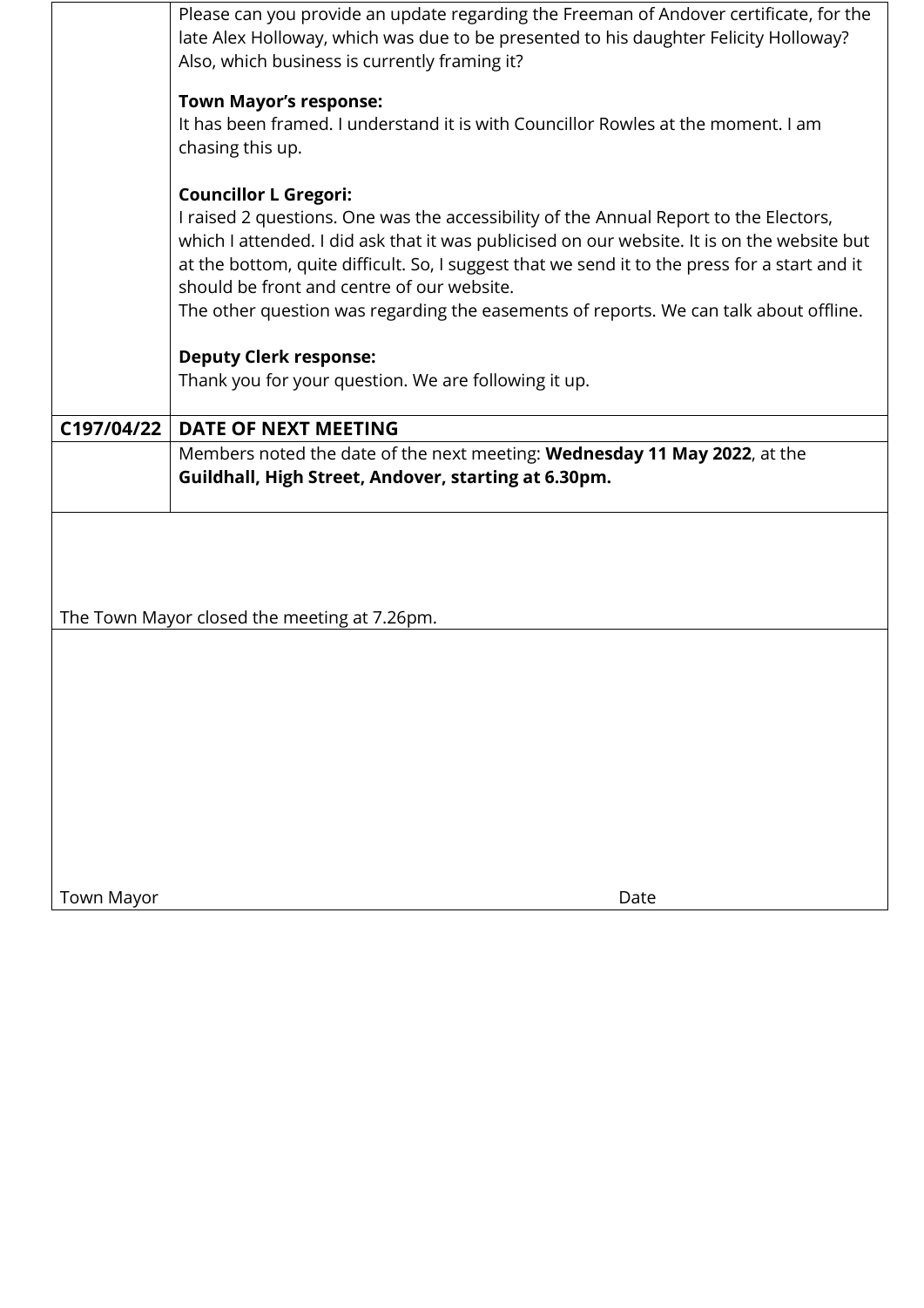| | |
|---|---|
| | Please can you provide an update regarding the Freeman of Andover certificate, for the late Alex Holloway, which was due to be presented to his daughter Felicity Holloway? Also, which business is currently framing it?<br><br>**Town Mayor's response:**<br>It has been framed. I understand it is with Councillor Rowles at the moment. I am chasing this up.<br><br>**Councillor L Gregori:**<br>I raised 2 questions. One was the accessibility of the Annual Report to the Electors, which I attended. I did ask that it was publicised on our website. It is on the website but at the bottom, quite difficult. So, I suggest that we send it to the press for a start and it should be front and centre of our website.<br>The other question was regarding the easements of reports. We can talk about offline.<br><br>**Deputy Clerk response:**<br>Thank you for your question. We are following it up. |
| **C197/04/22** | **DATE OF NEXT MEETING** |
| | Members noted the date of the next meeting: **Wednesday 11 May 2022**, at the **Guildhall, High Street, Andover, starting at 6.30pm.** |

The Town Mayor closed the meeting at 7.26pm.

Town Mayor　　　　　　　　　　　　　　　　　　　　Date